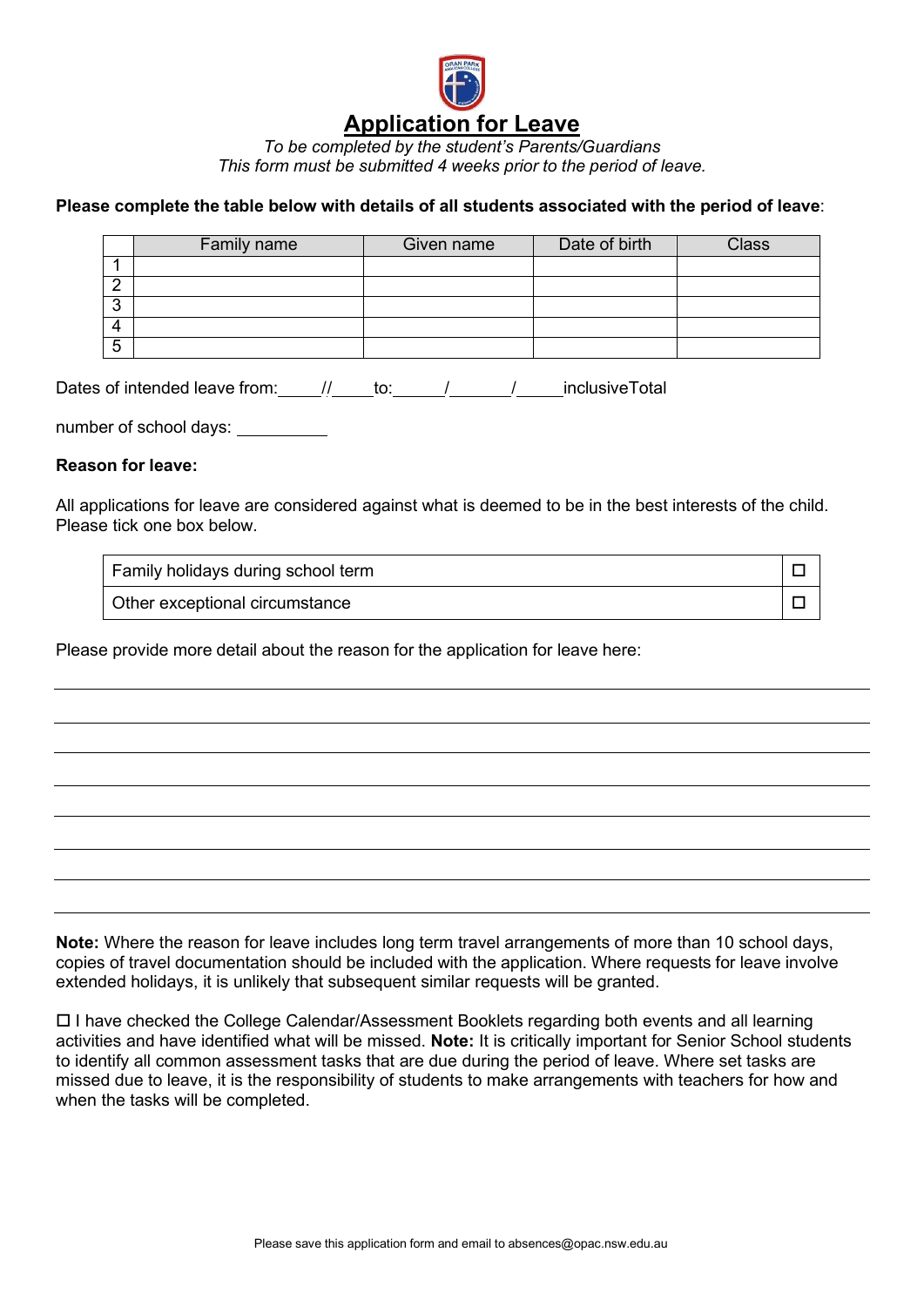# Application for Leave

*To be completed by the student's Parents/Guardians*
*This form must be submitted 4 weeks prior to the period of leave.*

**Please complete the table below with details of all students associated with the period of leave**:

| | Family name | Given name | Date of birth | Class |
|---|---|---|---|---|
| 1 | | | | |
| 2 | | | | |
| 3 | | | | |
| 4 | | | | |
| 5 | | | | |

Dates of intended leave from:_____//_____to:______/_______/_____inclusiveTotal

number of school days: __________

**Reason for leave:**

All applications for leave are considered against what is deemed to be in the best interests of the child. Please tick one box below.

| | |
|---|---|
| Family holidays during school term | ☐ |
| Other exceptional circumstance | ☐ |

Please provide more detail about the reason for the application for leave here:

______________________________________________________________________________

______________________________________________________________________________

______________________________________________________________________________

______________________________________________________________________________

______________________________________________________________________________

______________________________________________________________________________

______________________________________________________________________________

______________________________________________________________________________

**Note:** Where the reason for leave includes long term travel arrangements of more than 10 school days, copies of travel documentation should be included with the application. Where requests for leave involve extended holidays, it is unlikely that subsequent similar requests will be granted.

☐ I have checked the College Calendar/Assessment Booklets regarding both events and all learning activities and have identified what will be missed. **Note:** It is critically important for Senior School students to identify all common assessment tasks that are due during the period of leave. Where set tasks are missed due to leave, it is the responsibility of students to make arrangements with teachers for how and when the tasks will be completed.

Please save this application form and email to absences@opac.nsw.edu.au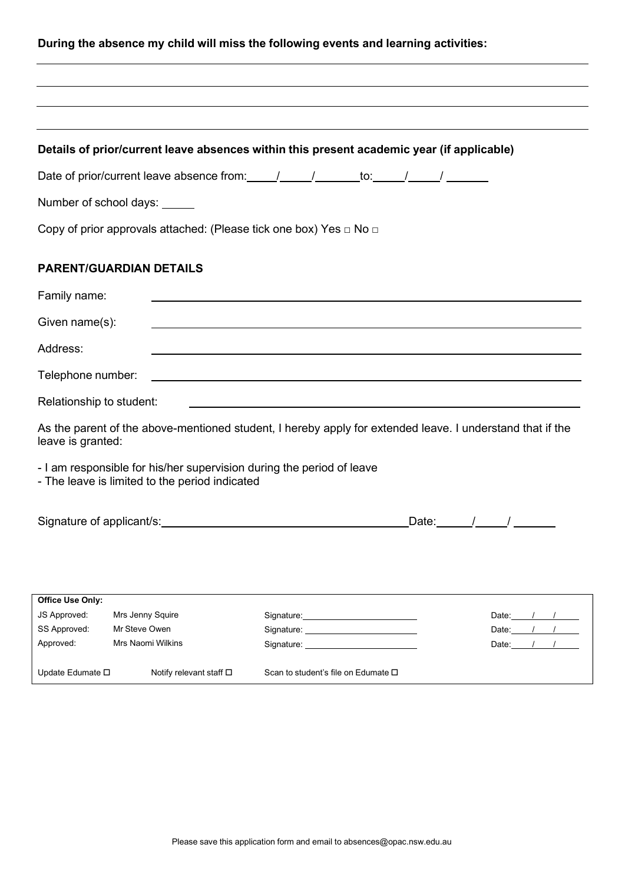**During the absence my child will miss the following events and learning activities:**

______________________________________________________________________

______________________________________________________________________

______________________________________________________________________

______________________________________________________________________

**Details of prior/current leave absences within this present academic year (if applicable)**

Date of prior/current leave absence from: ____/____/______ to: ____/____/______

Number of school days: _____

Copy of prior approvals attached: (Please tick one box) Yes □ No □

**PARENT/GUARDIAN DETAILS**

Family name: ______________________________________________

Given name(s): ______________________________________________

Address: ______________________________________________

Telephone number: ______________________________________________

Relationship to student: ______________________________________________

As the parent of the above-mentioned student, I hereby apply for extended leave. I understand that if the leave is granted:

- I am responsible for his/her supervision during the period of leave
- The leave is limited to the period indicated

Signature of applicant/s: ______________________________ Date: ____/____/______

**Office Use Only:**

| | | | |
|---|---|---|---|
| JS Approved: | Mrs Jenny Squire | Signature: ____________________ | Date: ___/___/___ |
| SS Approved: | Mr Steve Owen | Signature: ____________________ | Date: ___/___/___ |
| Approved: | Mrs Naomi Wilkins | Signature: ____________________ | Date: ___/___/___ |

Update Edumate ☐ Notify relevant staff ☐ Scan to student's file on Edumate ☐

Please save this application form and email to absences@opac.nsw.edu.au